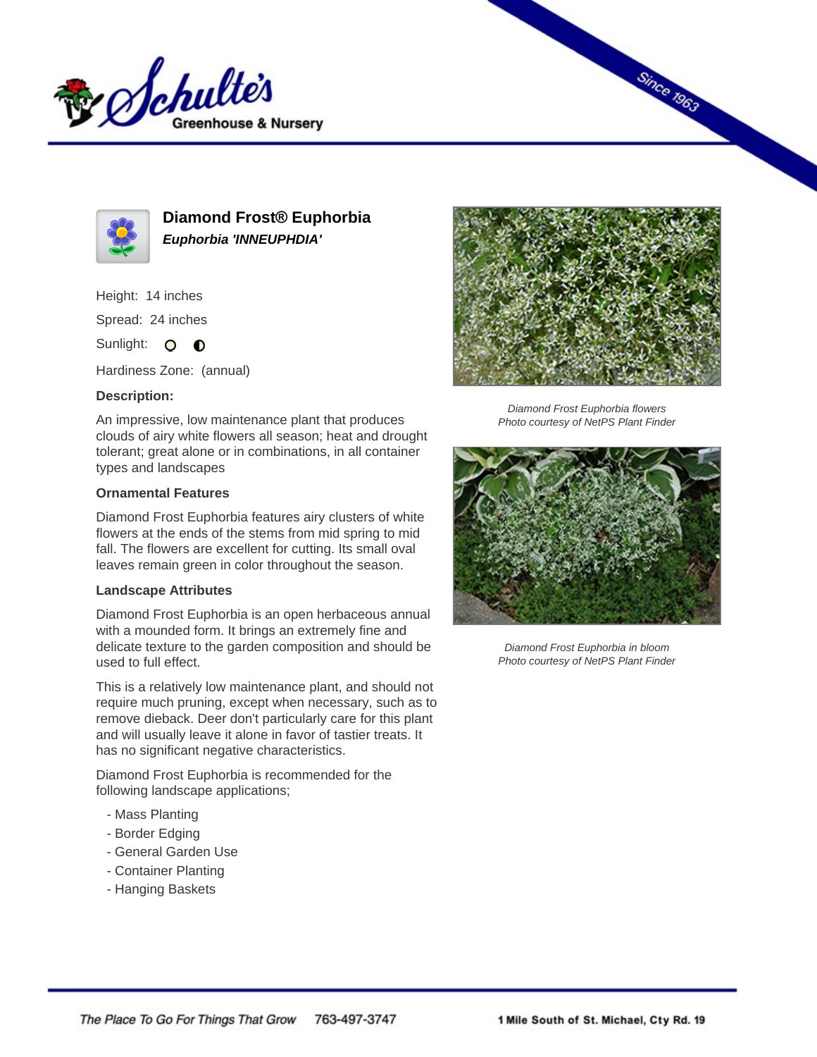# Diamond Frost® Euphorbia

***Euphorbia 'INNEUPHDIA'***

Height: 14 inches

Spread: 24 inches

Sunlight: ○ ◐

Hardiness Zone: (annual)

**Description:**

An impressive, low maintenance plant that produces clouds of airy white flowers all season; heat and drought tolerant; great alone or in combinations, in all container types and landscapes

**Ornamental Features**

Diamond Frost Euphorbia features airy clusters of white flowers at the ends of the stems from mid spring to mid fall. The flowers are excellent for cutting. Its small oval leaves remain green in color throughout the season.

**Landscape Attributes**

Diamond Frost Euphorbia is an open herbaceous annual with a mounded form. It brings an extremely fine and delicate texture to the garden composition and should be used to full effect.

This is a relatively low maintenance plant, and should not require much pruning, except when necessary, such as to remove dieback. Deer don't particularly care for this plant and will usually leave it alone in favor of tastier treats. It has no significant negative characteristics.

Diamond Frost Euphorbia is recommended for the following landscape applications;

- Mass Planting
- Border Edging
- General Garden Use
- Container Planting
- Hanging Baskets

*Diamond Frost Euphorbia flowers*
*Photo courtesy of NetPS Plant Finder*

*Diamond Frost Euphorbia in bloom*
*Photo courtesy of NetPS Plant Finder*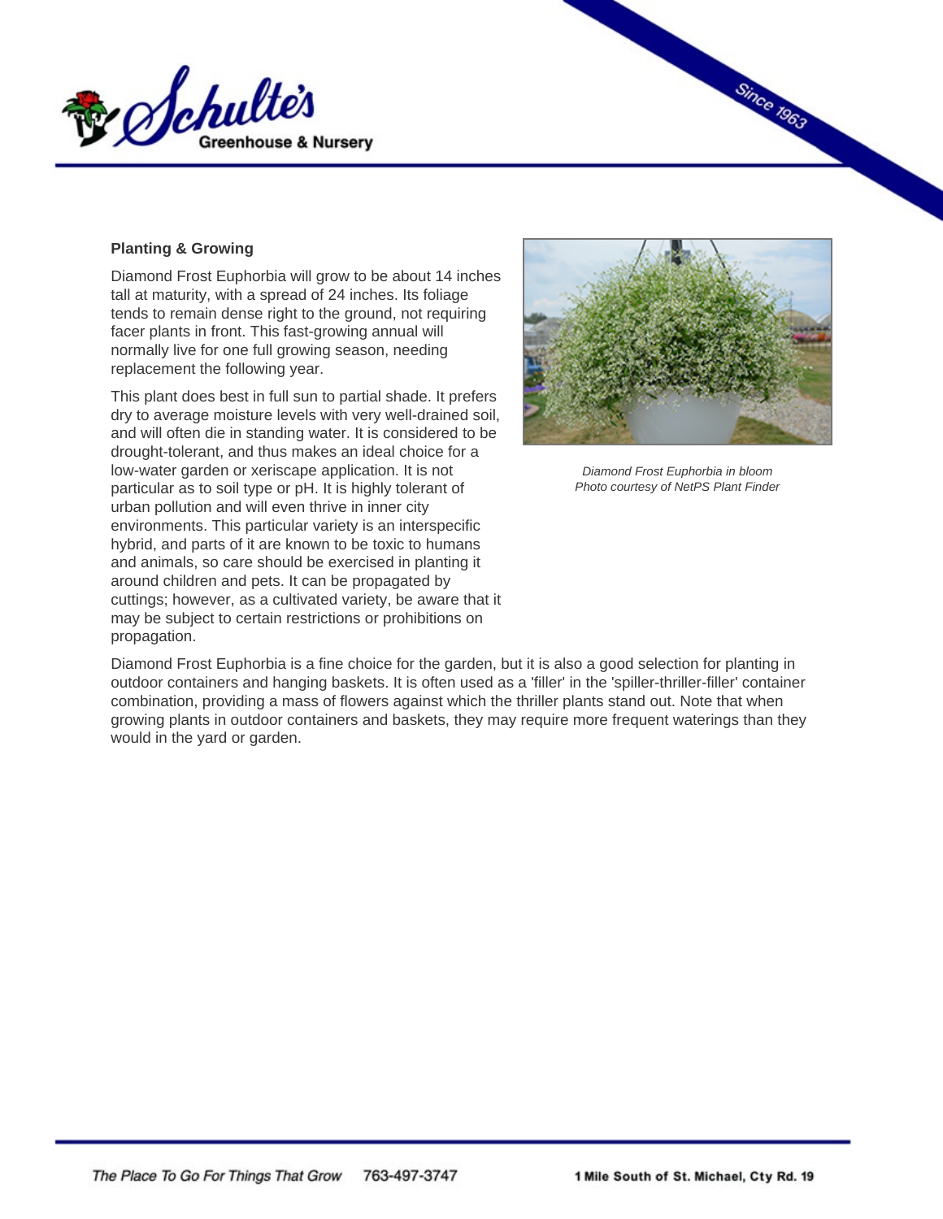### Planting & Growing

Diamond Frost Euphorbia will grow to be about 14 inches tall at maturity, with a spread of 24 inches. Its foliage tends to remain dense right to the ground, not requiring facer plants in front. This fast-growing annual will normally live for one full growing season, needing replacement the following year.

This plant does best in full sun to partial shade. It prefers dry to average moisture levels with very well-drained soil, and will often die in standing water. It is considered to be drought-tolerant, and thus makes an ideal choice for a low-water garden or xeriscape application. It is not particular as to soil type or pH. It is highly tolerant of urban pollution and will even thrive in inner city environments. This particular variety is an interspecific hybrid, and parts of it are known to be toxic to humans and animals, so care should be exercised in planting it around children and pets. It can be propagated by cuttings; however, as a cultivated variety, be aware that it may be subject to certain restrictions or prohibitions on propagation.

*Diamond Frost Euphorbia in bloom*
*Photo courtesy of NetPS Plant Finder*

Diamond Frost Euphorbia is a fine choice for the garden, but it is also a good selection for planting in outdoor containers and hanging baskets. It is often used as a 'filler' in the 'spiller-thriller-filler' container combination, providing a mass of flowers against which the thriller plants stand out. Note that when growing plants in outdoor containers and baskets, they may require more frequent waterings than they would in the yard or garden.